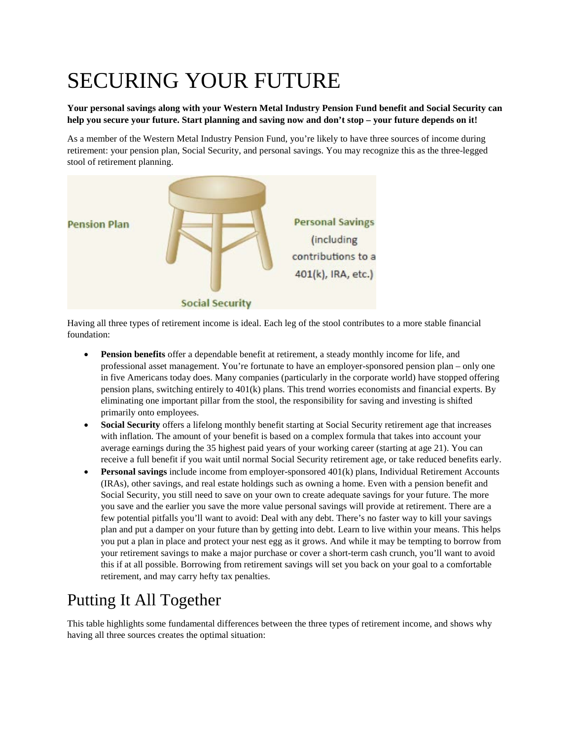# SECURING YOUR FUTURE

**Your personal savings along with your Western Metal Industry Pension Fund benefit and Social Security can help you secure your future. Start planning and saving now and don't stop – your future depends on it!**

As a member of the Western Metal Industry Pension Fund, you're likely to have three sources of income during retirement: your pension plan, Social Security, and personal savings. You may recognize this as the three-legged stool of retirement planning.

Having all three types of retirement income is ideal. Each leg of the stool contributes to a more stable financial foundation:

- **Pension benefits** offer a dependable benefit at retirement, a steady monthly income for life, and professional asset management. You're fortunate to have an employer-sponsored pension plan – only one in five Americans today does. Many companies (particularly in the corporate world) have stopped offering pension plans, switching entirely to 401(k) plans. This trend worries economists and financial experts. By eliminating one important pillar from the stool, the responsibility for saving and investing is shifted primarily onto employees.
- **Social Security** offers a lifelong monthly benefit starting at Social Security retirement age that increases with inflation. The amount of your benefit is based on a complex formula that takes into account your average earnings during the 35 highest paid years of your working career (starting at age 21). You can receive a full benefit if you wait until normal Social Security retirement age, or take reduced benefits early.
- **Personal savings** include income from employer-sponsored 401(k) plans, Individual Retirement Accounts (IRAs), other savings, and real estate holdings such as owning a home. Even with a pension benefit and Social Security, you still need to save on your own to create adequate savings for your future. The more you save and the earlier you save the more value personal savings will provide at retirement. There are a few potential pitfalls you'll want to avoid: Deal with any debt. There's no faster way to kill your savings plan and put a damper on your future than by getting into debt. Learn to live within your means. This helps you put a plan in place and protect your nest egg as it grows. And while it may be tempting to borrow from your retirement savings to make a major purchase or cover a short-term cash crunch, you'll want to avoid this if at all possible. Borrowing from retirement savings will set you back on your goal to a comfortable retirement, and may carry hefty tax penalties.

## Putting It All Together

This table highlights some fundamental differences between the three types of retirement income, and shows why having all three sources creates the optimal situation: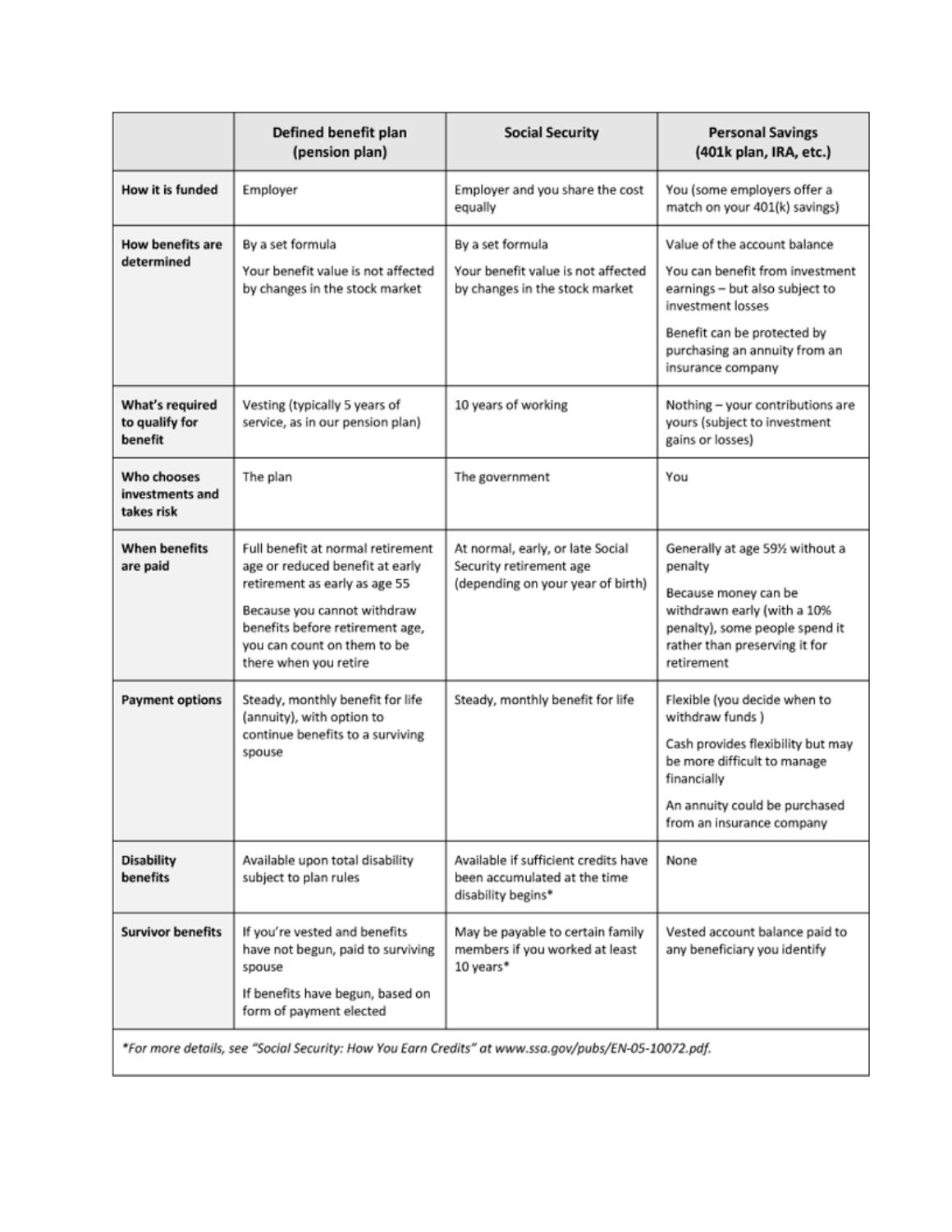|  | Defined benefit plan (pension plan) | Social Security | Personal Savings (401k plan, IRA, etc.) |
|---|---|---|---|
| **How it is funded** | Employer | Employer and you share the cost equally | You (some employers offer a match on your 401(k) savings) |
| **How benefits are determined** | By a set formula<br><br>Your benefit value is not affected by changes in the stock market | By a set formula<br><br>Your benefit value is not affected by changes in the stock market | Value of the account balance<br><br>You can benefit from investment earnings – but also subject to investment losses<br><br>Benefit can be protected by purchasing an annuity from an insurance company |
| **What's required to qualify for benefit** | Vesting (typically 5 years of service, as in our pension plan) | 10 years of working | Nothing – your contributions are yours (subject to investment gains or losses) |
| **Who chooses investments and takes risk** | The plan | The government | You |
| **When benefits are paid** | Full benefit at normal retirement age or reduced benefit at early retirement as early as age 55<br><br>Because you cannot withdraw benefits before retirement age, you can count on them to be there when you retire | At normal, early, or late Social Security retirement age (depending on your year of birth) | Generally at age 59½ without a penalty<br><br>Because money can be withdrawn early (with a 10% penalty), some people spend it rather than preserving it for retirement |
| **Payment options** | Steady, monthly benefit for life (annuity), with option to continue benefits to a surviving spouse | Steady, monthly benefit for life | Flexible (you decide when to withdraw funds )<br><br>Cash provides flexibility but may be more difficult to manage financially<br><br>An annuity could be purchased from an insurance company |
| **Disability benefits** | Available upon total disability subject to plan rules | Available if sufficient credits have been accumulated at the time disability begins* | None |
| **Survivor benefits** | If you're vested and benefits have not begun, paid to surviving spouse<br><br>If benefits have begun, based on form of payment elected | May be payable to certain family members if you worked at least 10 years* | Vested account balance paid to any beneficiary you identify |

*\*For more details, see "Social Security: How You Earn Credits" at www.ssa.gov/pubs/EN-05-10072.pdf.*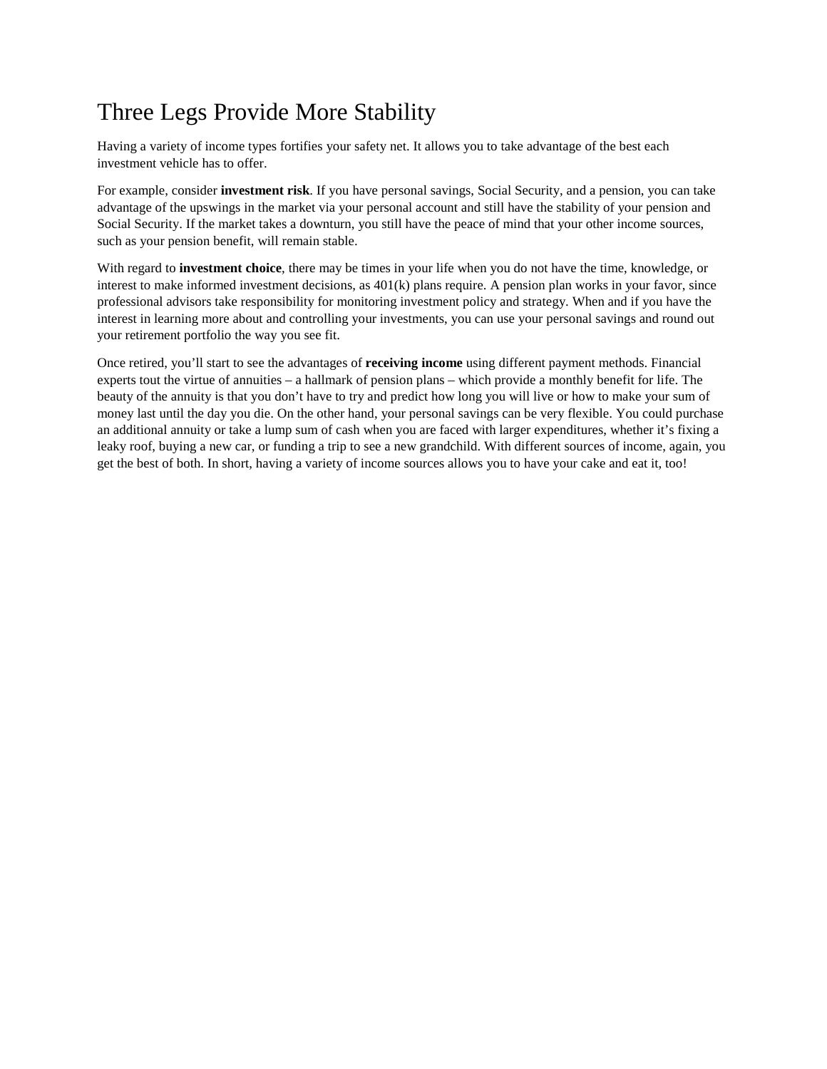# Three Legs Provide More Stability

Having a variety of income types fortifies your safety net. It allows you to take advantage of the best each investment vehicle has to offer.

For example, consider **investment risk**. If you have personal savings, Social Security, and a pension, you can take advantage of the upswings in the market via your personal account and still have the stability of your pension and Social Security. If the market takes a downturn, you still have the peace of mind that your other income sources, such as your pension benefit, will remain stable.

With regard to **investment choice**, there may be times in your life when you do not have the time, knowledge, or interest to make informed investment decisions, as 401(k) plans require. A pension plan works in your favor, since professional advisors take responsibility for monitoring investment policy and strategy. When and if you have the interest in learning more about and controlling your investments, you can use your personal savings and round out your retirement portfolio the way you see fit.

Once retired, you'll start to see the advantages of **receiving income** using different payment methods. Financial experts tout the virtue of annuities – a hallmark of pension plans – which provide a monthly benefit for life. The beauty of the annuity is that you don't have to try and predict how long you will live or how to make your sum of money last until the day you die. On the other hand, your personal savings can be very flexible. You could purchase an additional annuity or take a lump sum of cash when you are faced with larger expenditures, whether it's fixing a leaky roof, buying a new car, or funding a trip to see a new grandchild. With different sources of income, again, you get the best of both. In short, having a variety of income sources allows you to have your cake and eat it, too!